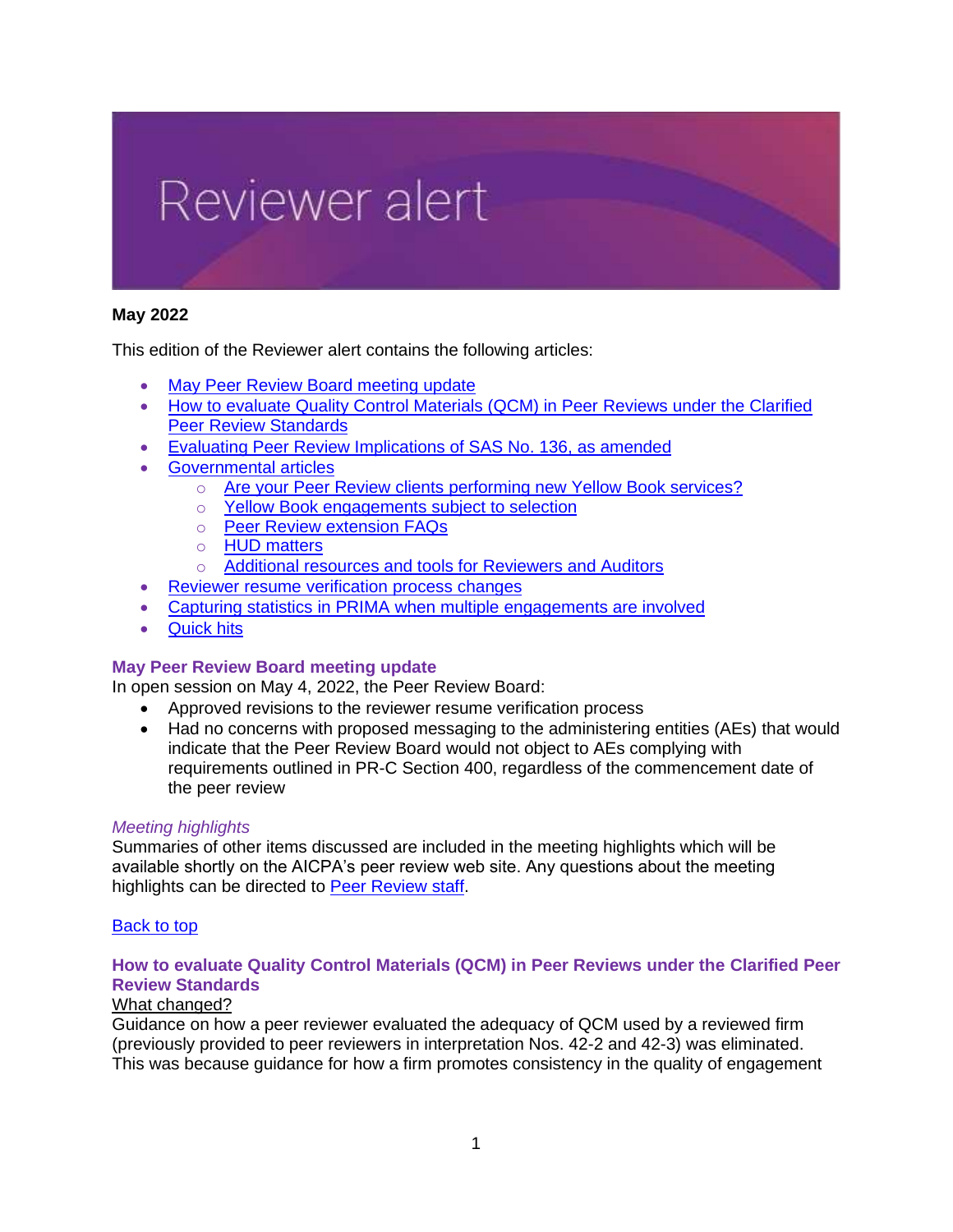# Reviewer alert

**May 2022**

This edition of the Reviewer alert contains the following articles:

- May Peer Review Board meeting update
- How to evaluate Quality Control Materials (QCM) in Peer Reviews under the Clarified Peer Review Standards
- Evaluating Peer Review Implications of SAS No. 136, as amended
- Governmental articles
    - Are your Peer Review clients performing new Yellow Book services?
    - Yellow Book engagements subject to selection
    - Peer Review extension FAQs
    - HUD matters
    - Additional resources and tools for Reviewers and Auditors
- Reviewer resume verification process changes
- Capturing statistics in PRIMA when multiple engagements are involved
- Quick hits

## May Peer Review Board meeting update

In open session on May 4, 2022, the Peer Review Board:

- Approved revisions to the reviewer resume verification process
- Had no concerns with proposed messaging to the administering entities (AEs) that would indicate that the Peer Review Board would not object to AEs complying with requirements outlined in PR-C Section 400, regardless of the commencement date of the peer review

### *Meeting highlights*

Summaries of other items discussed are included in the meeting highlights which will be available shortly on the AICPA's peer review web site. Any questions about the meeting highlights can be directed to Peer Review staff.

Back to top

## How to evaluate Quality Control Materials (QCM) in Peer Reviews under the Clarified Peer Review Standards

What changed?

Guidance on how a peer reviewer evaluated the adequacy of QCM used by a reviewed firm (previously provided to peer reviewers in interpretation Nos. 42-2 and 42-3) was eliminated. This was because guidance for how a firm promotes consistency in the quality of engagement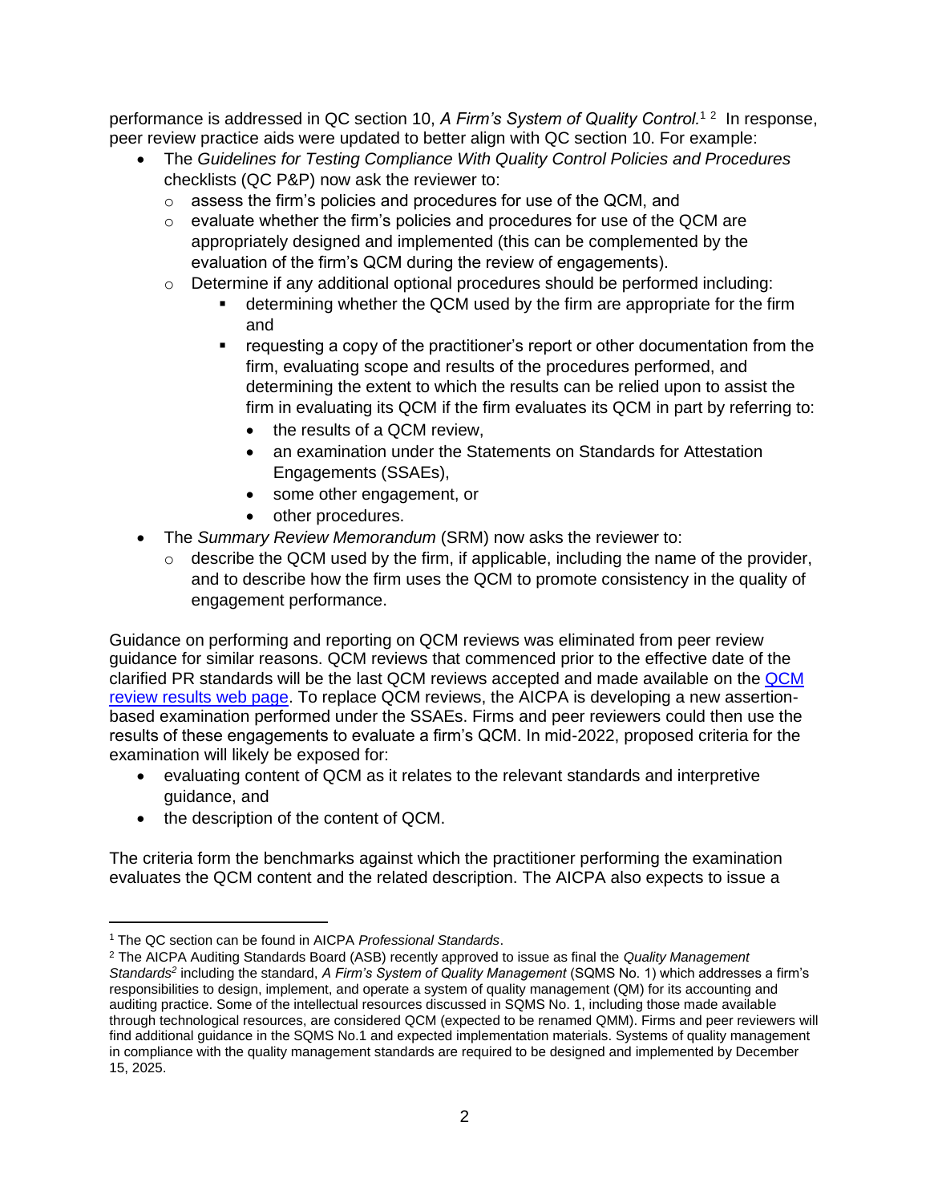performance is addressed in QC section 10, *A Firm's System of Quality Control.*[1] [2] In response, peer review practice aids were updated to better align with QC section 10. For example:

- The *Guidelines for Testing Compliance With Quality Control Policies and Procedures* checklists (QC P&P) now ask the reviewer to:
  - assess the firm's policies and procedures for use of the QCM, and
  - evaluate whether the firm's policies and procedures for use of the QCM are appropriately designed and implemented (this can be complemented by the evaluation of the firm's QCM during the review of engagements).
  - Determine if any additional optional procedures should be performed including:
    - determining whether the QCM used by the firm are appropriate for the firm and
    - requesting a copy of the practitioner's report or other documentation from the firm, evaluating scope and results of the procedures performed, and determining the extent to which the results can be relied upon to assist the firm in evaluating its QCM if the firm evaluates its QCM in part by referring to:
      - the results of a QCM review,
      - an examination under the Statements on Standards for Attestation Engagements (SSAEs),
      - some other engagement, or
      - other procedures.
- The *Summary Review Memorandum* (SRM) now asks the reviewer to:
  - describe the QCM used by the firm, if applicable, including the name of the provider, and to describe how the firm uses the QCM to promote consistency in the quality of engagement performance.

Guidance on performing and reporting on QCM reviews was eliminated from peer review guidance for similar reasons. QCM reviews that commenced prior to the effective date of the clarified PR standards will be the last QCM reviews accepted and made available on the [QCM review results web page](). To replace QCM reviews, the AICPA is developing a new assertion-based examination performed under the SSAEs. Firms and peer reviewers could then use the results of these engagements to evaluate a firm's QCM. In mid-2022, proposed criteria for the examination will likely be exposed for:

- evaluating content of QCM as it relates to the relevant standards and interpretive guidance, and
- the description of the content of QCM.

The criteria form the benchmarks against which the practitioner performing the examination evaluates the QCM content and the related description. The AICPA also expects to issue a

---

[1] The QC section can be found in AICPA *Professional Standards*.

[2] The AICPA Auditing Standards Board (ASB) recently approved to issue as final the *Quality Management Standards*[2] including the standard, *A Firm's System of Quality Management* (SQMS No. 1) which addresses a firm's responsibilities to design, implement, and operate a system of quality management (QM) for its accounting and auditing practice. Some of the intellectual resources discussed in SQMS No. 1, including those made available through technological resources, are considered QCM (expected to be renamed QMM). Firms and peer reviewers will find additional guidance in the SQMS No.1 and expected implementation materials. Systems of quality management in compliance with the quality management standards are required to be designed and implemented by December 15, 2025.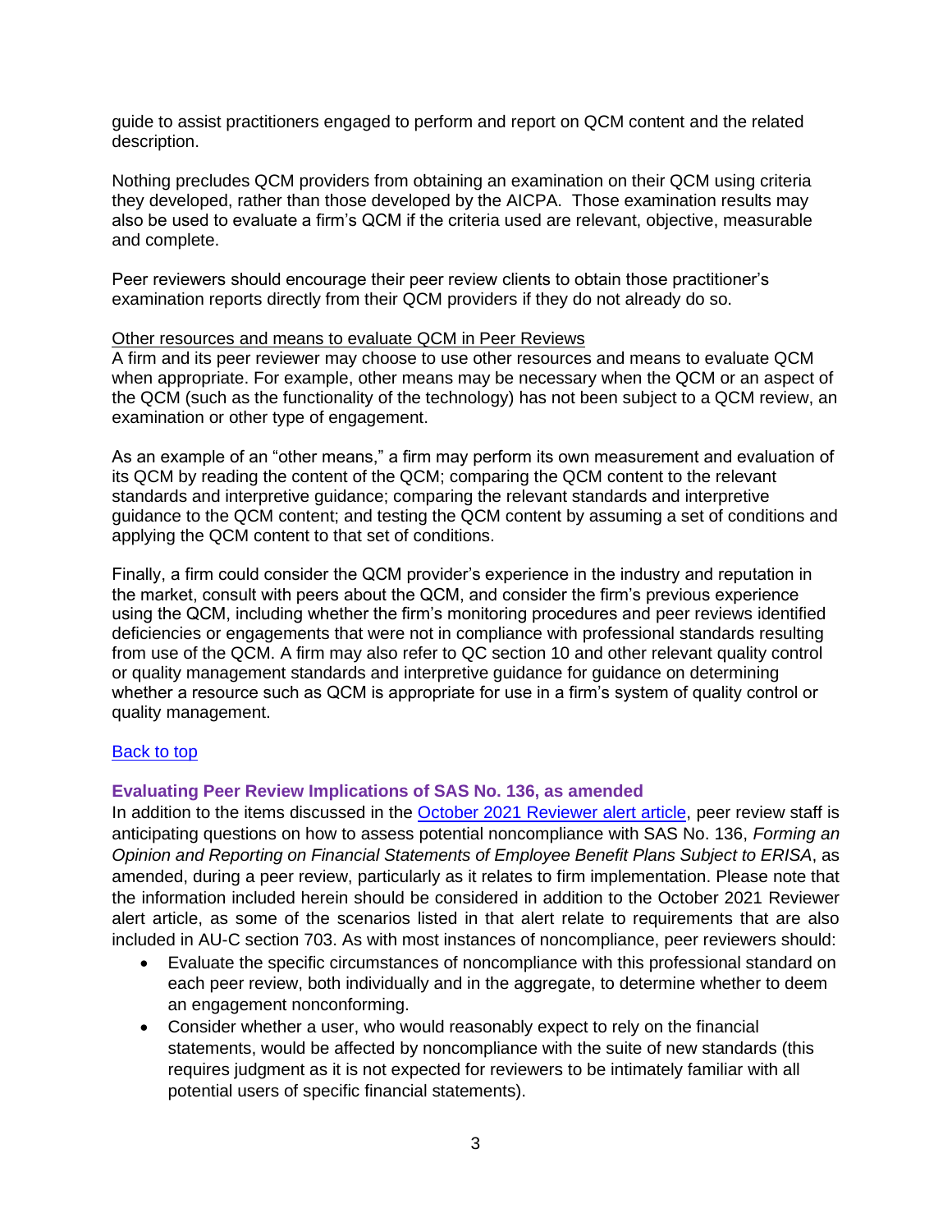guide to assist practitioners engaged to perform and report on QCM content and the related description.

Nothing precludes QCM providers from obtaining an examination on their QCM using criteria they developed, rather than those developed by the AICPA. Those examination results may also be used to evaluate a firm's QCM if the criteria used are relevant, objective, measurable and complete.

Peer reviewers should encourage their peer review clients to obtain those practitioner's examination reports directly from their QCM providers if they do not already do so.

Other resources and means to evaluate QCM in Peer Reviews

A firm and its peer reviewer may choose to use other resources and means to evaluate QCM when appropriate. For example, other means may be necessary when the QCM or an aspect of the QCM (such as the functionality of the technology) has not been subject to a QCM review, an examination or other type of engagement.

As an example of an "other means," a firm may perform its own measurement and evaluation of its QCM by reading the content of the QCM; comparing the QCM content to the relevant standards and interpretive guidance; comparing the relevant standards and interpretive guidance to the QCM content; and testing the QCM content by assuming a set of conditions and applying the QCM content to that set of conditions.

Finally, a firm could consider the QCM provider's experience in the industry and reputation in the market, consult with peers about the QCM, and consider the firm's previous experience using the QCM, including whether the firm's monitoring procedures and peer reviews identified deficiencies or engagements that were not in compliance with professional standards resulting from use of the QCM. A firm may also refer to QC section 10 and other relevant quality control or quality management standards and interpretive guidance for guidance on determining whether a resource such as QCM is appropriate for use in a firm's system of quality control or quality management.

Back to top

### Evaluating Peer Review Implications of SAS No. 136, as amended

In addition to the items discussed in the October 2021 Reviewer alert article, peer review staff is anticipating questions on how to assess potential noncompliance with SAS No. 136, *Forming an Opinion and Reporting on Financial Statements of Employee Benefit Plans Subject to ERISA*, as amended, during a peer review, particularly as it relates to firm implementation. Please note that the information included herein should be considered in addition to the October 2021 Reviewer alert article, as some of the scenarios listed in that alert relate to requirements that are also included in AU-C section 703. As with most instances of noncompliance, peer reviewers should:

- Evaluate the specific circumstances of noncompliance with this professional standard on each peer review, both individually and in the aggregate, to determine whether to deem an engagement nonconforming.
- Consider whether a user, who would reasonably expect to rely on the financial statements, would be affected by noncompliance with the suite of new standards (this requires judgment as it is not expected for reviewers to be intimately familiar with all potential users of specific financial statements).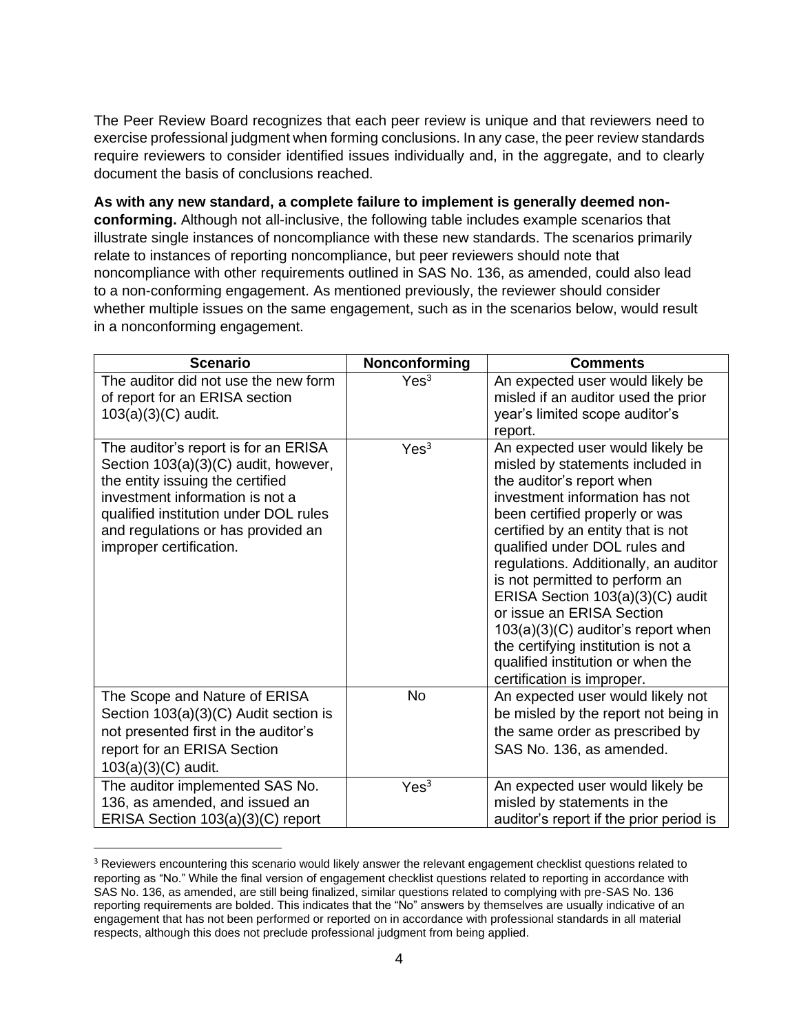The Peer Review Board recognizes that each peer review is unique and that reviewers need to exercise professional judgment when forming conclusions. In any case, the peer review standards require reviewers to consider identified issues individually and, in the aggregate, and to clearly document the basis of conclusions reached.

**As with any new standard, a complete failure to implement is generally deemed non-conforming.** Although not all-inclusive, the following table includes example scenarios that illustrate single instances of noncompliance with these new standards. The scenarios primarily relate to instances of reporting noncompliance, but peer reviewers should note that noncompliance with other requirements outlined in SAS No. 136, as amended, could also lead to a non-conforming engagement. As mentioned previously, the reviewer should consider whether multiple issues on the same engagement, such as in the scenarios below, would result in a nonconforming engagement.

| Scenario | Nonconforming | Comments |
|---|---|---|
| The auditor did not use the new form of report for an ERISA section 103(a)(3)(C) audit. | Yes[3] | An expected user would likely be misled if an auditor used the prior year's limited scope auditor's report. |
| The auditor's report is for an ERISA Section 103(a)(3)(C) audit, however, the entity issuing the certified investment information is not a qualified institution under DOL rules and regulations or has provided an improper certification. | Yes[3] | An expected user would likely be misled by statements included in the auditor's report when investment information has not been certified properly or was certified by an entity that is not qualified under DOL rules and regulations. Additionally, an auditor is not permitted to perform an ERISA Section 103(a)(3)(C) audit or issue an ERISA Section 103(a)(3)(C) auditor's report when the certifying institution is not a qualified institution or when the certification is improper. |
| The Scope and Nature of ERISA Section 103(a)(3)(C) Audit section is not presented first in the auditor's report for an ERISA Section 103(a)(3)(C) audit. | No | An expected user would likely not be misled by the report not being in the same order as prescribed by SAS No. 136, as amended. |
| The auditor implemented SAS No. 136, as amended, and issued an ERISA Section 103(a)(3)(C) report | Yes[3] | An expected user would likely be misled by statements in the auditor's report if the prior period is |

[3] Reviewers encountering this scenario would likely answer the relevant engagement checklist questions related to reporting as "No." While the final version of engagement checklist questions related to reporting in accordance with SAS No. 136, as amended, are still being finalized, similar questions related to complying with pre-SAS No. 136 reporting requirements are bolded. This indicates that the "No" answers by themselves are usually indicative of an engagement that has not been performed or reported on in accordance with professional standards in all material respects, although this does not preclude professional judgment from being applied.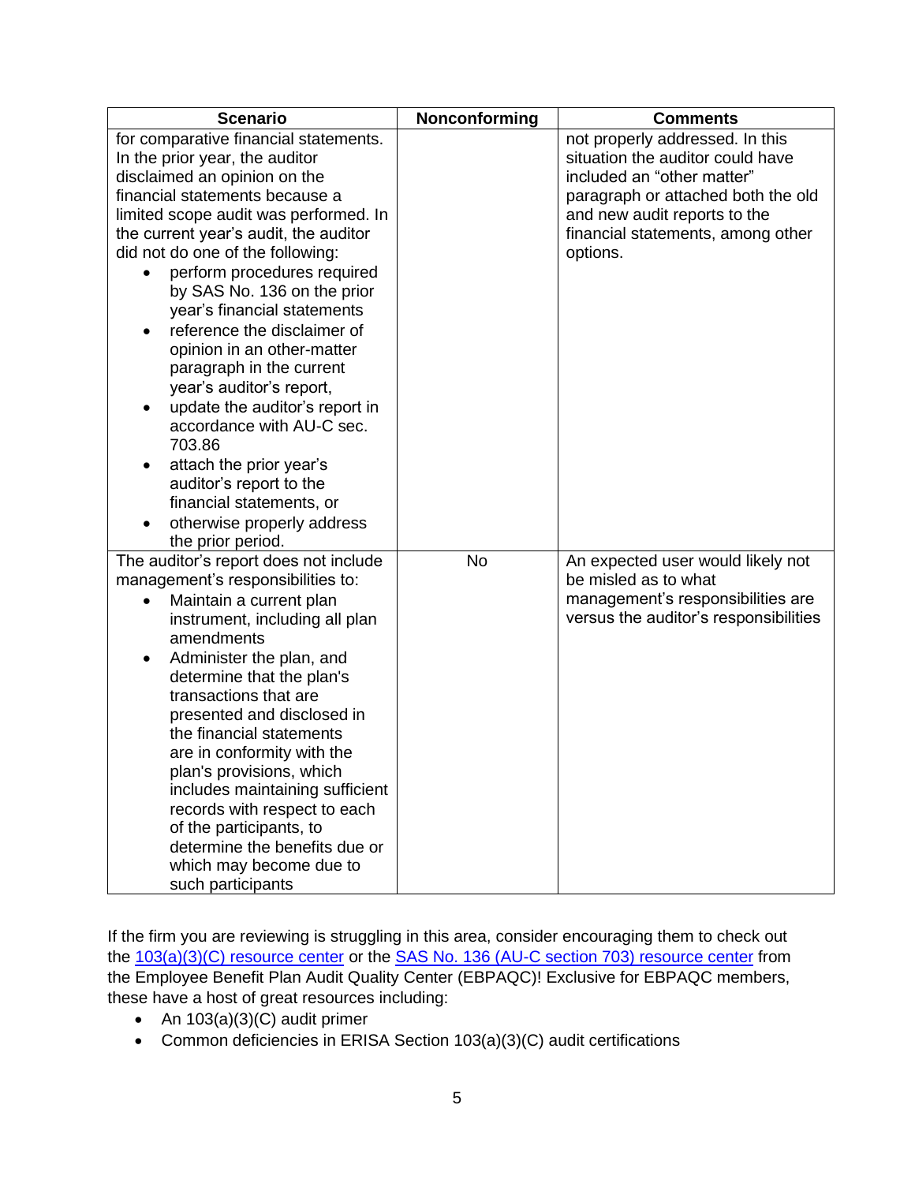| Scenario | Nonconforming | Comments |
|---|---|---|
| for comparative financial statements. In the prior year, the auditor disclaimed an opinion on the financial statements because a limited scope audit was performed. In the current year's audit, the auditor did not do one of the following:<br>• perform procedures required by SAS No. 136 on the prior year's financial statements<br>• reference the disclaimer of opinion in an other-matter paragraph in the current year's auditor's report,<br>• update the auditor's report in accordance with AU-C sec. 703.86<br>• attach the prior year's auditor's report to the financial statements, or<br>• otherwise properly address the prior period. | | not properly addressed. In this situation the auditor could have included an "other matter" paragraph or attached both the old and new audit reports to the financial statements, among other options. |
| The auditor's report does not include management's responsibilities to:<br>• Maintain a current plan instrument, including all plan amendments<br>• Administer the plan, and determine that the plan's transactions that are presented and disclosed in the financial statements are in conformity with the plan's provisions, which includes maintaining sufficient records with respect to each of the participants, to determine the benefits due or which may become due to such participants | No | An expected user would likely not be misled as to what management's responsibilities are versus the auditor's responsibilities |

If the firm you are reviewing is struggling in this area, consider encouraging them to check out the 103(a)(3)(C) resource center or the SAS No. 136 (AU-C section 703) resource center from the Employee Benefit Plan Audit Quality Center (EBPAQC)! Exclusive for EBPAQC members, these have a host of great resources including:

- An 103(a)(3)(C) audit primer
- Common deficiencies in ERISA Section 103(a)(3)(C) audit certifications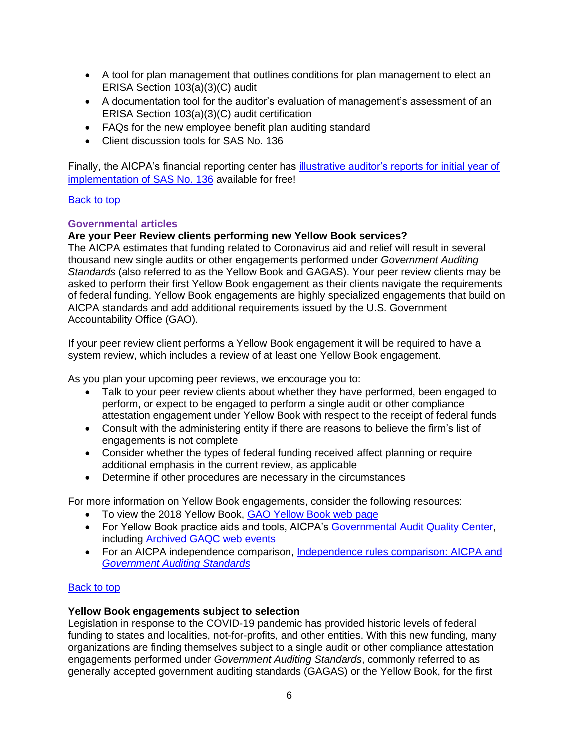- A tool for plan management that outlines conditions for plan management to elect an ERISA Section 103(a)(3)(C) audit
- A documentation tool for the auditor's evaluation of management's assessment of an ERISA Section 103(a)(3)(C) audit certification
- FAQs for the new employee benefit plan auditing standard
- Client discussion tools for SAS No. 136

Finally, the AICPA's financial reporting center has [illustrative auditor's reports for initial year of implementation of SAS No. 136]() available for free!

[Back to top]()

## Governmental articles

### Are your Peer Review clients performing new Yellow Book services?

The AICPA estimates that funding related to Coronavirus aid and relief will result in several thousand new single audits or other engagements performed under *Government Auditing Standards* (also referred to as the Yellow Book and GAGAS). Your peer review clients may be asked to perform their first Yellow Book engagement as their clients navigate the requirements of federal funding. Yellow Book engagements are highly specialized engagements that build on AICPA standards and add additional requirements issued by the U.S. Government Accountability Office (GAO).

If your peer review client performs a Yellow Book engagement it will be required to have a system review, which includes a review of at least one Yellow Book engagement.

As you plan your upcoming peer reviews, we encourage you to:

- Talk to your peer review clients about whether they have performed, been engaged to perform, or expect to be engaged to perform a single audit or other compliance attestation engagement under Yellow Book with respect to the receipt of federal funds
- Consult with the administering entity if there are reasons to believe the firm's list of engagements is not complete
- Consider whether the types of federal funding received affect planning or require additional emphasis in the current review, as applicable
- Determine if other procedures are necessary in the circumstances

For more information on Yellow Book engagements, consider the following resources:

- To view the 2018 Yellow Book, [GAO Yellow Book web page]()
- For Yellow Book practice aids and tools, AICPA's [Governmental Audit Quality Center](), including [Archived GAQC web events]()
- For an AICPA independence comparison, [Independence rules comparison: AICPA and *Government Auditing Standards*]()

[Back to top]()

### Yellow Book engagements subject to selection

Legislation in response to the COVID-19 pandemic has provided historic levels of federal funding to states and localities, not-for-profits, and other entities. With this new funding, many organizations are finding themselves subject to a single audit or other compliance attestation engagements performed under *Government Auditing Standards*, commonly referred to as generally accepted government auditing standards (GAGAS) or the Yellow Book, for the first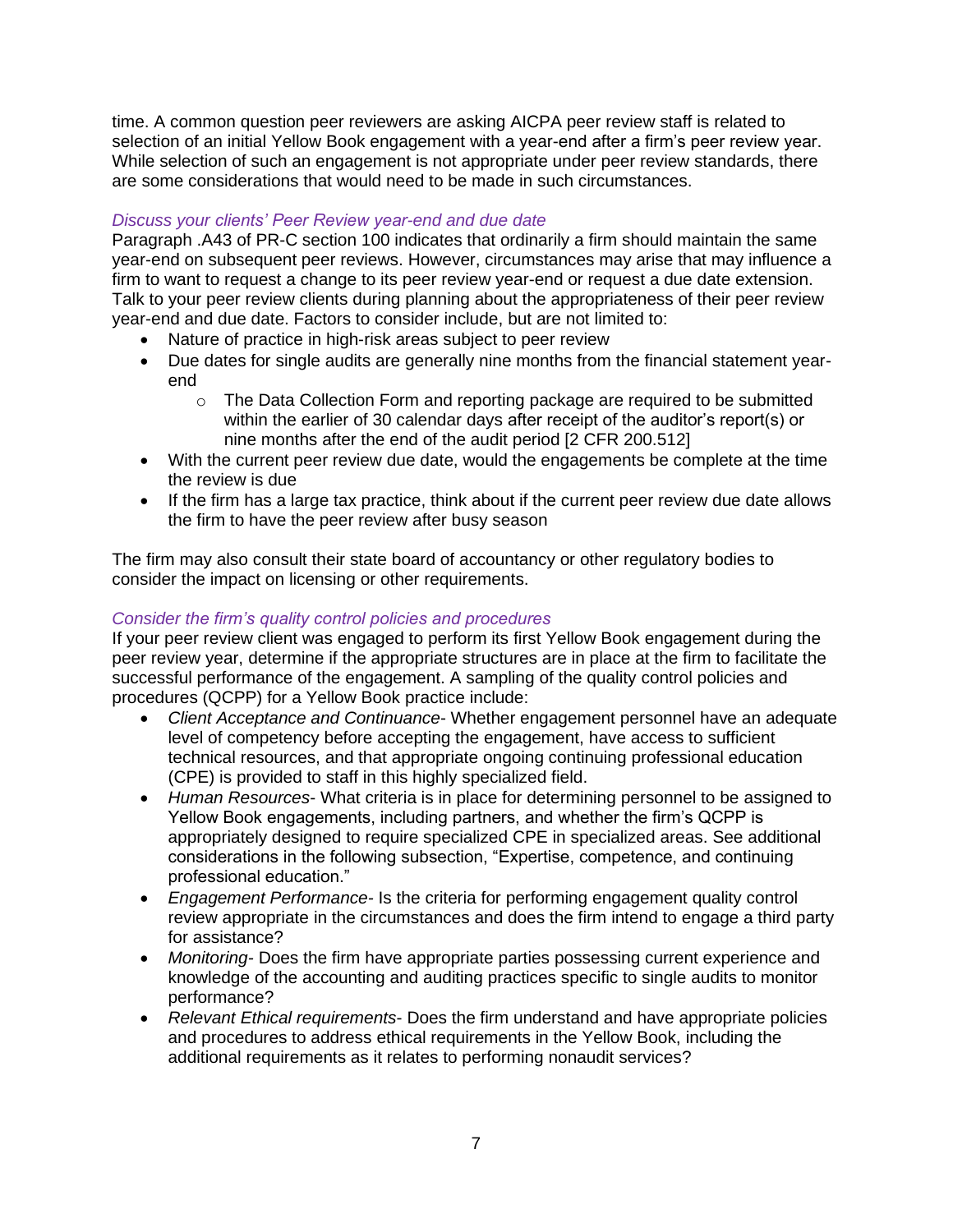time. A common question peer reviewers are asking AICPA peer review staff is related to selection of an initial Yellow Book engagement with a year-end after a firm's peer review year. While selection of such an engagement is not appropriate under peer review standards, there are some considerations that would need to be made in such circumstances.

### *Discuss your clients' Peer Review year-end and due date*

Paragraph .A43 of PR-C section 100 indicates that ordinarily a firm should maintain the same year-end on subsequent peer reviews. However, circumstances may arise that may influence a firm to want to request a change to its peer review year-end or request a due date extension. Talk to your peer review clients during planning about the appropriateness of their peer review year-end and due date. Factors to consider include, but are not limited to:

- Nature of practice in high-risk areas subject to peer review
- Due dates for single audits are generally nine months from the financial statement year-end
  - The Data Collection Form and reporting package are required to be submitted within the earlier of 30 calendar days after receipt of the auditor's report(s) or nine months after the end of the audit period [2 CFR 200.512]
- With the current peer review due date, would the engagements be complete at the time the review is due
- If the firm has a large tax practice, think about if the current peer review due date allows the firm to have the peer review after busy season

The firm may also consult their state board of accountancy or other regulatory bodies to consider the impact on licensing or other requirements.

### *Consider the firm's quality control policies and procedures*

If your peer review client was engaged to perform its first Yellow Book engagement during the peer review year, determine if the appropriate structures are in place at the firm to facilitate the successful performance of the engagement. A sampling of the quality control policies and procedures (QCPP) for a Yellow Book practice include:

- *Client Acceptance and Continuance*- Whether engagement personnel have an adequate level of competency before accepting the engagement, have access to sufficient technical resources, and that appropriate ongoing continuing professional education (CPE) is provided to staff in this highly specialized field.
- *Human Resources*- What criteria is in place for determining personnel to be assigned to Yellow Book engagements, including partners, and whether the firm's QCPP is appropriately designed to require specialized CPE in specialized areas. See additional considerations in the following subsection, "Expertise, competence, and continuing professional education."
- *Engagement Performance*- Is the criteria for performing engagement quality control review appropriate in the circumstances and does the firm intend to engage a third party for assistance?
- *Monitoring*- Does the firm have appropriate parties possessing current experience and knowledge of the accounting and auditing practices specific to single audits to monitor performance?
- *Relevant Ethical requirements*- Does the firm understand and have appropriate policies and procedures to address ethical requirements in the Yellow Book, including the additional requirements as it relates to performing nonaudit services?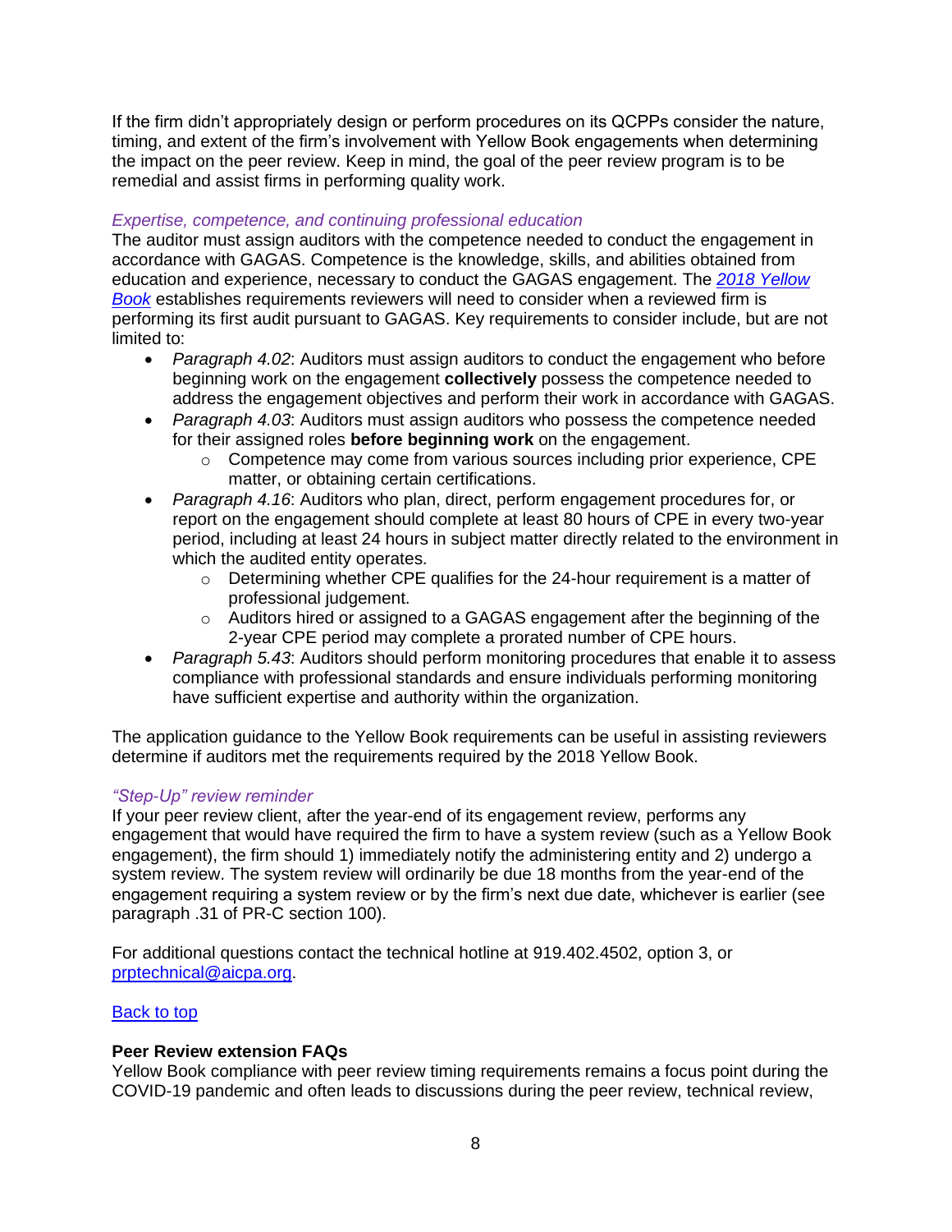If the firm didn't appropriately design or perform procedures on its QCPPs consider the nature, timing, and extent of the firm's involvement with Yellow Book engagements when determining the impact on the peer review. Keep in mind, the goal of the peer review program is to be remedial and assist firms in performing quality work.

*Expertise, competence, and continuing professional education*

The auditor must assign auditors with the competence needed to conduct the engagement in accordance with GAGAS. Competence is the knowledge, skills, and abilities obtained from education and experience, necessary to conduct the GAGAS engagement. The *[2018 Yellow Book](#)* establishes requirements reviewers will need to consider when a reviewed firm is performing its first audit pursuant to GAGAS. Key requirements to consider include, but are not limited to:

- *Paragraph 4.02*: Auditors must assign auditors to conduct the engagement who before beginning work on the engagement **collectively** possess the competence needed to address the engagement objectives and perform their work in accordance with GAGAS.
- *Paragraph 4.03*: Auditors must assign auditors who possess the competence needed for their assigned roles **before beginning work** on the engagement.
  - Competence may come from various sources including prior experience, CPE matter, or obtaining certain certifications.
- *Paragraph 4.16*: Auditors who plan, direct, perform engagement procedures for, or report on the engagement should complete at least 80 hours of CPE in every two-year period, including at least 24 hours in subject matter directly related to the environment in which the audited entity operates.
  - Determining whether CPE qualifies for the 24-hour requirement is a matter of professional judgement.
  - Auditors hired or assigned to a GAGAS engagement after the beginning of the 2-year CPE period may complete a prorated number of CPE hours.
- *Paragraph 5.43*: Auditors should perform monitoring procedures that enable it to assess compliance with professional standards and ensure individuals performing monitoring have sufficient expertise and authority within the organization.

The application guidance to the Yellow Book requirements can be useful in assisting reviewers determine if auditors met the requirements required by the 2018 Yellow Book.

*"Step-Up" review reminder*

If your peer review client, after the year-end of its engagement review, performs any engagement that would have required the firm to have a system review (such as a Yellow Book engagement), the firm should 1) immediately notify the administering entity and 2) undergo a system review. The system review will ordinarily be due 18 months from the year-end of the engagement requiring a system review or by the firm's next due date, whichever is earlier (see paragraph .31 of PR-C section 100).

For additional questions contact the technical hotline at 919.402.4502, option 3, or [prptechnical@aicpa.org](mailto:prptechnical@aicpa.org).

[Back to top](#)

**Peer Review extension FAQs**

Yellow Book compliance with peer review timing requirements remains a focus point during the COVID-19 pandemic and often leads to discussions during the peer review, technical review,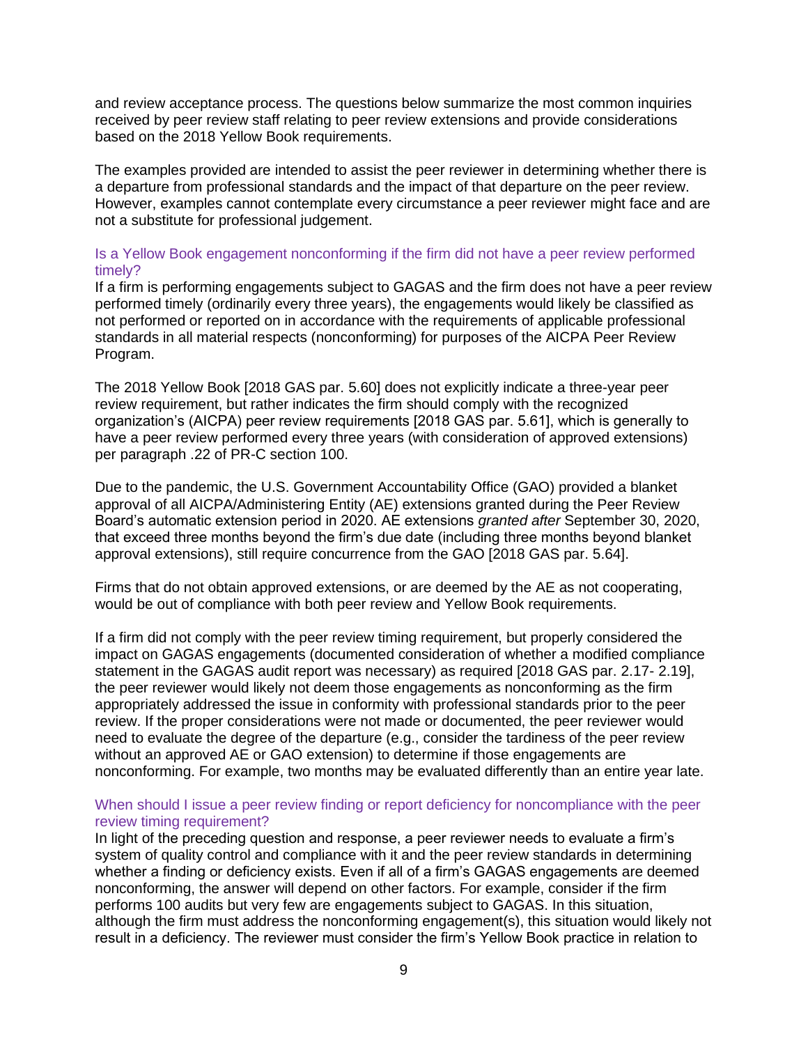and review acceptance process. The questions below summarize the most common inquiries received by peer review staff relating to peer review extensions and provide considerations based on the 2018 Yellow Book requirements.

The examples provided are intended to assist the peer reviewer in determining whether there is a departure from professional standards and the impact of that departure on the peer review. However, examples cannot contemplate every circumstance a peer reviewer might face and are not a substitute for professional judgement.

### Is a Yellow Book engagement nonconforming if the firm did not have a peer review performed timely?

If a firm is performing engagements subject to GAGAS and the firm does not have a peer review performed timely (ordinarily every three years), the engagements would likely be classified as not performed or reported on in accordance with the requirements of applicable professional standards in all material respects (nonconforming) for purposes of the AICPA Peer Review Program.

The 2018 Yellow Book [2018 GAS par. 5.60] does not explicitly indicate a three-year peer review requirement, but rather indicates the firm should comply with the recognized organization's (AICPA) peer review requirements [2018 GAS par. 5.61], which is generally to have a peer review performed every three years (with consideration of approved extensions) per paragraph .22 of PR-C section 100.

Due to the pandemic, the U.S. Government Accountability Office (GAO) provided a blanket approval of all AICPA/Administering Entity (AE) extensions granted during the Peer Review Board's automatic extension period in 2020. AE extensions *granted after* September 30, 2020, that exceed three months beyond the firm's due date (including three months beyond blanket approval extensions), still require concurrence from the GAO [2018 GAS par. 5.64].

Firms that do not obtain approved extensions, or are deemed by the AE as not cooperating, would be out of compliance with both peer review and Yellow Book requirements.

If a firm did not comply with the peer review timing requirement, but properly considered the impact on GAGAS engagements (documented consideration of whether a modified compliance statement in the GAGAS audit report was necessary) as required [2018 GAS par. 2.17- 2.19], the peer reviewer would likely not deem those engagements as nonconforming as the firm appropriately addressed the issue in conformity with professional standards prior to the peer review. If the proper considerations were not made or documented, the peer reviewer would need to evaluate the degree of the departure (e.g., consider the tardiness of the peer review without an approved AE or GAO extension) to determine if those engagements are nonconforming. For example, two months may be evaluated differently than an entire year late.

### When should I issue a peer review finding or report deficiency for noncompliance with the peer review timing requirement?

In light of the preceding question and response, a peer reviewer needs to evaluate a firm's system of quality control and compliance with it and the peer review standards in determining whether a finding or deficiency exists. Even if all of a firm's GAGAS engagements are deemed nonconforming, the answer will depend on other factors. For example, consider if the firm performs 100 audits but very few are engagements subject to GAGAS. In this situation, although the firm must address the nonconforming engagement(s), this situation would likely not result in a deficiency. The reviewer must consider the firm's Yellow Book practice in relation to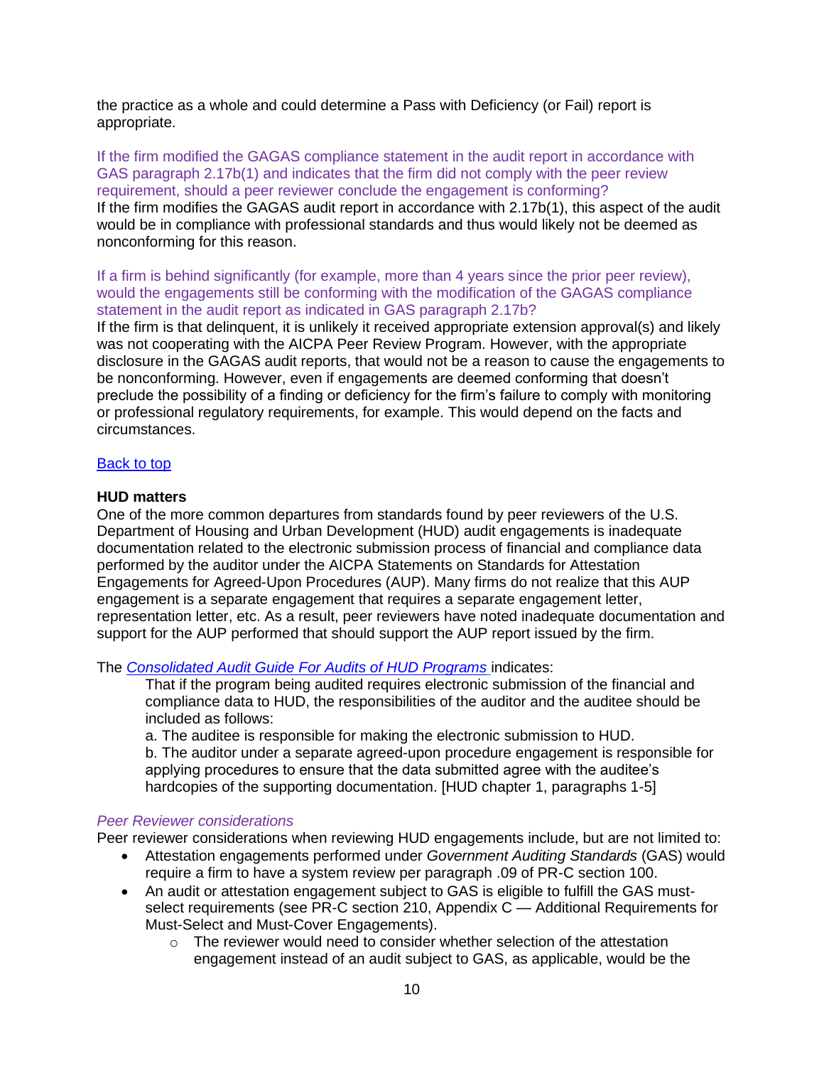the practice as a whole and could determine a Pass with Deficiency (or Fail) report is appropriate.

If the firm modified the GAGAS compliance statement in the audit report in accordance with GAS paragraph 2.17b(1) and indicates that the firm did not comply with the peer review requirement, should a peer reviewer conclude the engagement is conforming?

If the firm modifies the GAGAS audit report in accordance with 2.17b(1), this aspect of the audit would be in compliance with professional standards and thus would likely not be deemed as nonconforming for this reason.

If a firm is behind significantly (for example, more than 4 years since the prior peer review), would the engagements still be conforming with the modification of the GAGAS compliance statement in the audit report as indicated in GAS paragraph 2.17b?

If the firm is that delinquent, it is unlikely it received appropriate extension approval(s) and likely was not cooperating with the AICPA Peer Review Program. However, with the appropriate disclosure in the GAGAS audit reports, that would not be a reason to cause the engagements to be nonconforming. However, even if engagements are deemed conforming that doesn't preclude the possibility of a finding or deficiency for the firm's failure to comply with monitoring or professional regulatory requirements, for example. This would depend on the facts and circumstances.

[Back to top]

**HUD matters**

One of the more common departures from standards found by peer reviewers of the U.S. Department of Housing and Urban Development (HUD) audit engagements is inadequate documentation related to the electronic submission process of financial and compliance data performed by the auditor under the AICPA Statements on Standards for Attestation Engagements for Agreed-Upon Procedures (AUP). Many firms do not realize that this AUP engagement is a separate engagement that requires a separate engagement letter, representation letter, etc. As a result, peer reviewers have noted inadequate documentation and support for the AUP performed that should support the AUP report issued by the firm.

The *Consolidated Audit Guide For Audits of HUD Programs* indicates:

> That if the program being audited requires electronic submission of the financial and compliance data to HUD, the responsibilities of the auditor and the auditee should be included as follows:
>
> a. The auditee is responsible for making the electronic submission to HUD.
>
> b. The auditor under a separate agreed-upon procedure engagement is responsible for applying procedures to ensure that the data submitted agree with the auditee's hardcopies of the supporting documentation. [HUD chapter 1, paragraphs 1-5]

*Peer Reviewer considerations*

Peer reviewer considerations when reviewing HUD engagements include, but are not limited to:

- Attestation engagements performed under *Government Auditing Standards* (GAS) would require a firm to have a system review per paragraph .09 of PR-C section 100.
- An audit or attestation engagement subject to GAS is eligible to fulfill the GAS must-select requirements (see PR-C section 210, Appendix C — Additional Requirements for Must-Select and Must-Cover Engagements).
  - The reviewer would need to consider whether selection of the attestation engagement instead of an audit subject to GAS, as applicable, would be the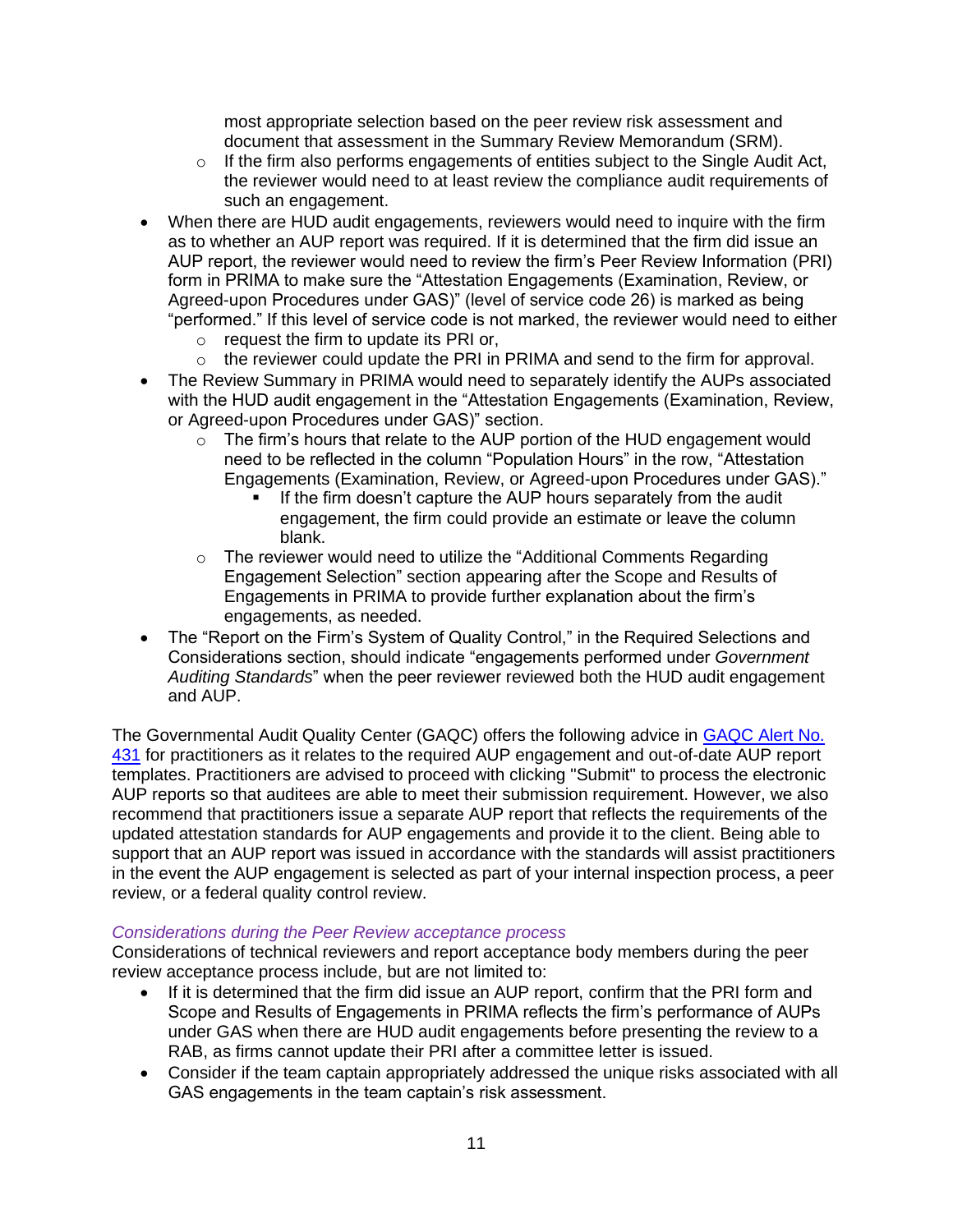- most appropriate selection based on the peer review risk assessment and document that assessment in the Summary Review Memorandum (SRM).
  - If the firm also performs engagements of entities subject to the Single Audit Act, the reviewer would need to at least review the compliance audit requirements of such an engagement.
- When there are HUD audit engagements, reviewers would need to inquire with the firm as to whether an AUP report was required. If it is determined that the firm did issue an AUP report, the reviewer would need to review the firm's Peer Review Information (PRI) form in PRIMA to make sure the "Attestation Engagements (Examination, Review, or Agreed-upon Procedures under GAS)" (level of service code 26) is marked as being "performed." If this level of service code is not marked, the reviewer would need to either
  - request the firm to update its PRI or,
  - the reviewer could update the PRI in PRIMA and send to the firm for approval.
- The Review Summary in PRIMA would need to separately identify the AUPs associated with the HUD audit engagement in the "Attestation Engagements (Examination, Review, or Agreed-upon Procedures under GAS)" section.
  - The firm's hours that relate to the AUP portion of the HUD engagement would need to be reflected in the column "Population Hours" in the row, "Attestation Engagements (Examination, Review, or Agreed-upon Procedures under GAS)."
    - If the firm doesn't capture the AUP hours separately from the audit engagement, the firm could provide an estimate or leave the column blank.
  - The reviewer would need to utilize the "Additional Comments Regarding Engagement Selection" section appearing after the Scope and Results of Engagements in PRIMA to provide further explanation about the firm's engagements, as needed.
- The "Report on the Firm's System of Quality Control," in the Required Selections and Considerations section, should indicate "engagements performed under *Government Auditing Standards*" when the peer reviewer reviewed both the HUD audit engagement and AUP.

The Governmental Audit Quality Center (GAQC) offers the following advice in GAQC Alert No. 431 for practitioners as it relates to the required AUP engagement and out-of-date AUP report templates. Practitioners are advised to proceed with clicking "Submit" to process the electronic AUP reports so that auditees are able to meet their submission requirement. However, we also recommend that practitioners issue a separate AUP report that reflects the requirements of the updated attestation standards for AUP engagements and provide it to the client. Being able to support that an AUP report was issued in accordance with the standards will assist practitioners in the event the AUP engagement is selected as part of your internal inspection process, a peer review, or a federal quality control review.

*Considerations during the Peer Review acceptance process*

Considerations of technical reviewers and report acceptance body members during the peer review acceptance process include, but are not limited to:

- If it is determined that the firm did issue an AUP report, confirm that the PRI form and Scope and Results of Engagements in PRIMA reflects the firm's performance of AUPs under GAS when there are HUD audit engagements before presenting the review to a RAB, as firms cannot update their PRI after a committee letter is issued.
- Consider if the team captain appropriately addressed the unique risks associated with all GAS engagements in the team captain's risk assessment.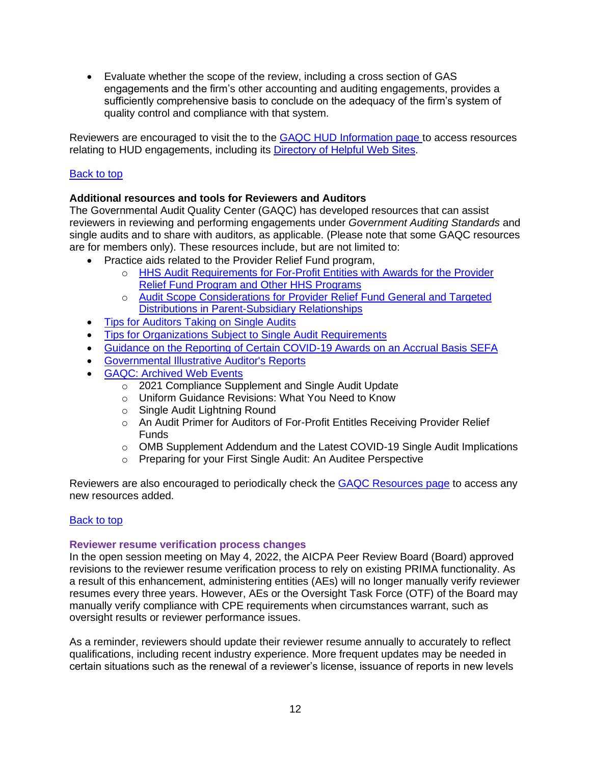- Evaluate whether the scope of the review, including a cross section of GAS engagements and the firm's other accounting and auditing engagements, provides a sufficiently comprehensive basis to conclude on the adequacy of the firm's system of quality control and compliance with that system.

Reviewers are encouraged to visit the to the GAQC HUD Information page to access resources relating to HUD engagements, including its Directory of Helpful Web Sites.

Back to top

**Additional resources and tools for Reviewers and Auditors**

The Governmental Audit Quality Center (GAQC) has developed resources that can assist reviewers in reviewing and performing engagements under *Government Auditing Standards* and single audits and to share with auditors, as applicable. (Please note that some GAQC resources are for members only). These resources include, but are not limited to:

- Practice aids related to the Provider Relief Fund program,
  - HHS Audit Requirements for For-Profit Entities with Awards for the Provider Relief Fund Program and Other HHS Programs
  - Audit Scope Considerations for Provider Relief Fund General and Targeted Distributions in Parent-Subsidiary Relationships
- Tips for Auditors Taking on Single Audits
- Tips for Organizations Subject to Single Audit Requirements
- Guidance on the Reporting of Certain COVID-19 Awards on an Accrual Basis SEFA
- Governmental Illustrative Auditor's Reports
- GAQC: Archived Web Events
  - 2021 Compliance Supplement and Single Audit Update
  - Uniform Guidance Revisions: What You Need to Know
  - Single Audit Lightning Round
  - An Audit Primer for Auditors of For-Profit Entitles Receiving Provider Relief Funds
  - OMB Supplement Addendum and the Latest COVID-19 Single Audit Implications
  - Preparing for your First Single Audit: An Auditee Perspective

Reviewers are also encouraged to periodically check the GAQC Resources page to access any new resources added.

Back to top

### Reviewer resume verification process changes

In the open session meeting on May 4, 2022, the AICPA Peer Review Board (Board) approved revisions to the reviewer resume verification process to rely on existing PRIMA functionality. As a result of this enhancement, administering entities (AEs) will no longer manually verify reviewer resumes every three years. However, AEs or the Oversight Task Force (OTF) of the Board may manually verify compliance with CPE requirements when circumstances warrant, such as oversight results or reviewer performance issues.

As a reminder, reviewers should update their reviewer resume annually to accurately to reflect qualifications, including recent industry experience. More frequent updates may be needed in certain situations such as the renewal of a reviewer's license, issuance of reports in new levels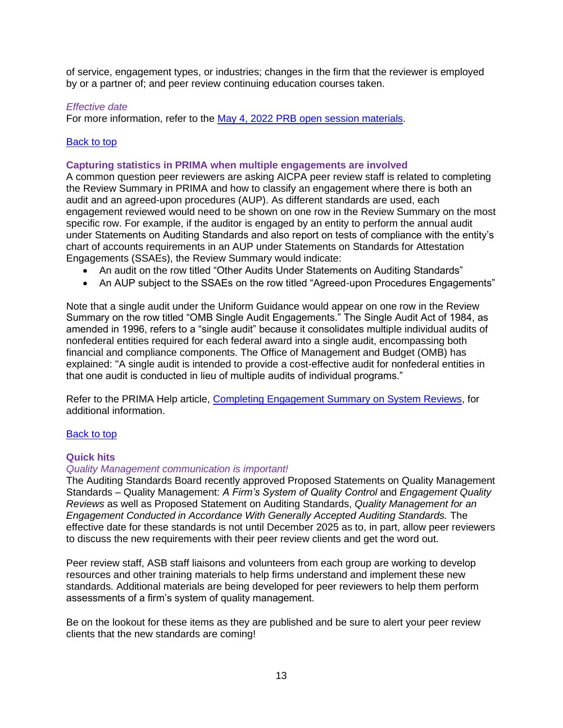of service, engagement types, or industries; changes in the firm that the reviewer is employed by or a partner of; and peer review continuing education courses taken.

*Effective date*

For more information, refer to the [May 4, 2022 PRB open session materials](#).

[Back to top](#)

### Capturing statistics in PRIMA when multiple engagements are involved

A common question peer reviewers are asking AICPA peer review staff is related to completing the Review Summary in PRIMA and how to classify an engagement where there is both an audit and an agreed-upon procedures (AUP). As different standards are used, each engagement reviewed would need to be shown on one row in the Review Summary on the most specific row. For example, if the auditor is engaged by an entity to perform the annual audit under Statements on Auditing Standards and also report on tests of compliance with the entity's chart of accounts requirements in an AUP under Statements on Standards for Attestation Engagements (SSAEs), the Review Summary would indicate:

- An audit on the row titled "Other Audits Under Statements on Auditing Standards"
- An AUP subject to the SSAEs on the row titled "Agreed-upon Procedures Engagements"

Note that a single audit under the Uniform Guidance would appear on one row in the Review Summary on the row titled "OMB Single Audit Engagements." The Single Audit Act of 1984, as amended in 1996, refers to a "single audit" because it consolidates multiple individual audits of nonfederal entities required for each federal award into a single audit, encompassing both financial and compliance components. The Office of Management and Budget (OMB) has explained: "A single audit is intended to provide a cost-effective audit for nonfederal entities in that one audit is conducted in lieu of multiple audits of individual programs."

Refer to the PRIMA Help article, [Completing Engagement Summary on System Reviews](#), for additional information.

[Back to top](#)

### Quick hits

*Quality Management communication is important!*

The Auditing Standards Board recently approved Proposed Statements on Quality Management Standards – Quality Management: *A Firm's System of Quality Control* and *Engagement Quality Reviews* as well as Proposed Statement on Auditing Standards, *Quality Management for an Engagement Conducted in Accordance With Generally Accepted Auditing Standards.* The effective date for these standards is not until December 2025 as to, in part, allow peer reviewers to discuss the new requirements with their peer review clients and get the word out.

Peer review staff, ASB staff liaisons and volunteers from each group are working to develop resources and other training materials to help firms understand and implement these new standards. Additional materials are being developed for peer reviewers to help them perform assessments of a firm's system of quality management.

Be on the lookout for these items as they are published and be sure to alert your peer review clients that the new standards are coming!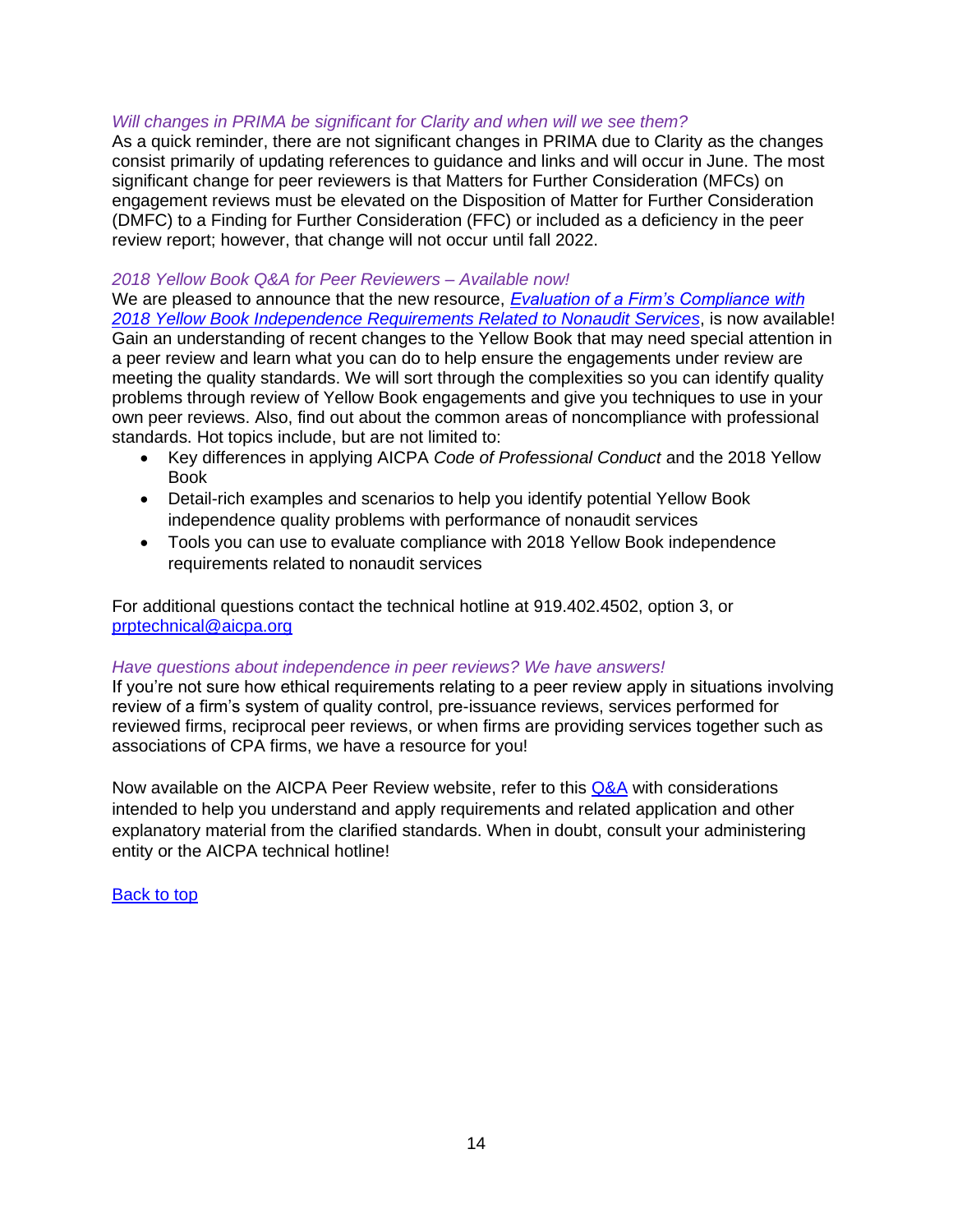### *Will changes in PRIMA be significant for Clarity and when will we see them?*

As a quick reminder, there are not significant changes in PRIMA due to Clarity as the changes consist primarily of updating references to guidance and links and will occur in June. The most significant change for peer reviewers is that Matters for Further Consideration (MFCs) on engagement reviews must be elevated on the Disposition of Matter for Further Consideration (DMFC) to a Finding for Further Consideration (FFC) or included as a deficiency in the peer review report; however, that change will not occur until fall 2022.

### *2018 Yellow Book Q&A for Peer Reviewers – Available now!*

We are pleased to announce that the new resource, *Evaluation of a Firm's Compliance with 2018 Yellow Book Independence Requirements Related to Nonaudit Services*, is now available! Gain an understanding of recent changes to the Yellow Book that may need special attention in a peer review and learn what you can do to help ensure the engagements under review are meeting the quality standards. We will sort through the complexities so you can identify quality problems through review of Yellow Book engagements and give you techniques to use in your own peer reviews. Also, find out about the common areas of noncompliance with professional standards. Hot topics include, but are not limited to:

- Key differences in applying AICPA *Code of Professional Conduct* and the 2018 Yellow Book
- Detail-rich examples and scenarios to help you identify potential Yellow Book independence quality problems with performance of nonaudit services
- Tools you can use to evaluate compliance with 2018 Yellow Book independence requirements related to nonaudit services

For additional questions contact the technical hotline at 919.402.4502, option 3, or prptechnical@aicpa.org

### *Have questions about independence in peer reviews? We have answers!*

If you're not sure how ethical requirements relating to a peer review apply in situations involving review of a firm's system of quality control, pre-issuance reviews, services performed for reviewed firms, reciprocal peer reviews, or when firms are providing services together such as associations of CPA firms, we have a resource for you!

Now available on the AICPA Peer Review website, refer to this Q&A with considerations intended to help you understand and apply requirements and related application and other explanatory material from the clarified standards. When in doubt, consult your administering entity or the AICPA technical hotline!

Back to top